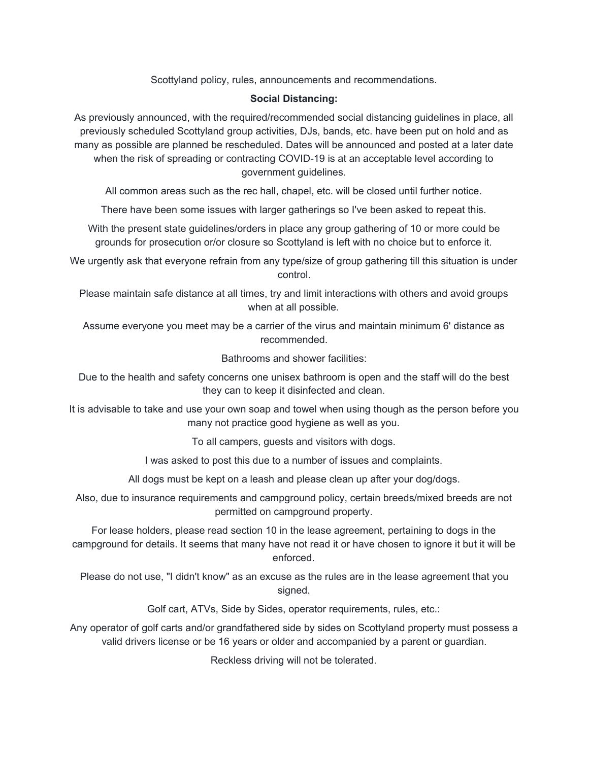Scottyland policy, rules, announcements and recommendations.

**Social Distancing:**

As previously announced, with the required/recommended social distancing guidelines in place, all previously scheduled Scottyland group activities, DJs, bands, etc. have been put on hold and as many as possible are planned be rescheduled. Dates will be announced and posted at a later date when the risk of spreading or contracting COVID-19 is at an acceptable level according to government guidelines.

All common areas such as the rec hall, chapel, etc. will be closed until further notice.

There have been some issues with larger gatherings so I've been asked to repeat this.

With the present state guidelines/orders in place any group gathering of 10 or more could be grounds for prosecution or/or closure so Scottyland is left with no choice but to enforce it.

We urgently ask that everyone refrain from any type/size of group gathering till this situation is under control.

Please maintain safe distance at all times, try and limit interactions with others and avoid groups when at all possible.

Assume everyone you meet may be a carrier of the virus and maintain minimum 6' distance as recommended.

Bathrooms and shower facilities:

Due to the health and safety concerns one unisex bathroom is open and the staff will do the best they can to keep it disinfected and clean.

It is advisable to take and use your own soap and towel when using though as the person before you many not practice good hygiene as well as you.

To all campers, guests and visitors with dogs.

I was asked to post this due to a number of issues and complaints.

All dogs must be kept on a leash and please clean up after your dog/dogs.

Also, due to insurance requirements and campground policy, certain breeds/mixed breeds are not permitted on campground property.

For lease holders, please read section 10 in the lease agreement, pertaining to dogs in the campground for details. It seems that many have not read it or have chosen to ignore it but it will be enforced.

Please do not use, "I didn't know" as an excuse as the rules are in the lease agreement that you signed.

Golf cart, ATVs, Side by Sides, operator requirements, rules, etc.:

Any operator of golf carts and/or grandfathered side by sides on Scottyland property must possess a valid drivers license or be 16 years or older and accompanied by a parent or guardian.

Reckless driving will not be tolerated.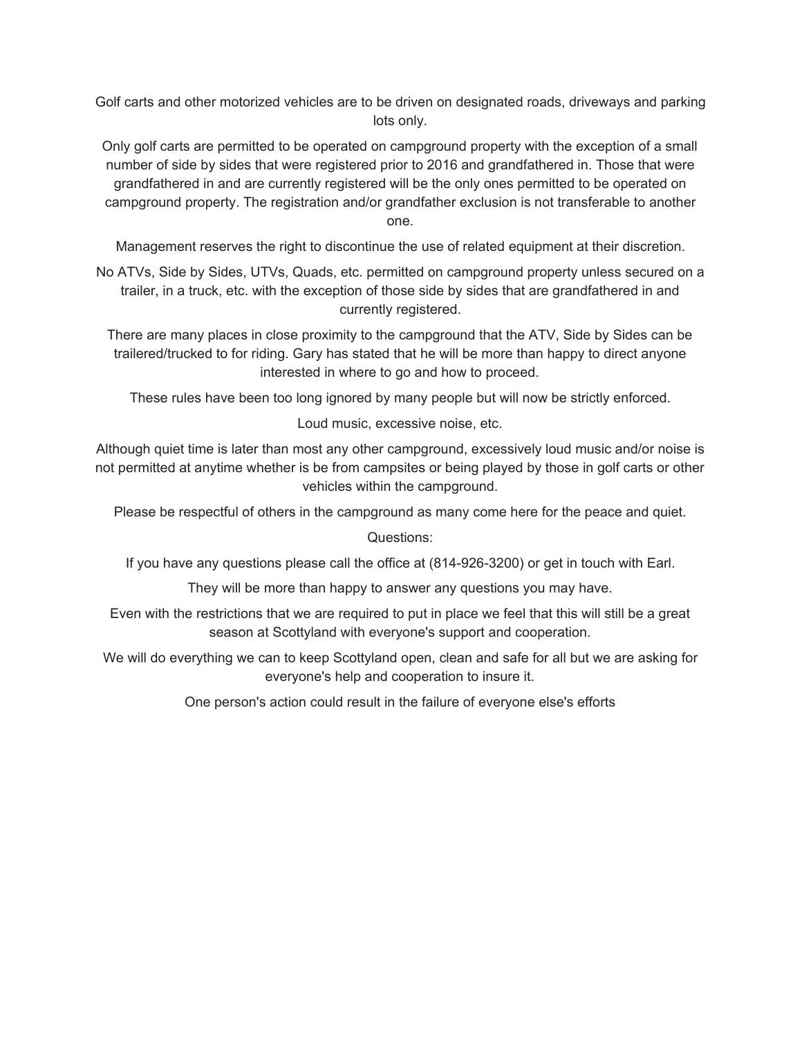Golf carts and other motorized vehicles are to be driven on designated roads, driveways and parking lots only.

Only golf carts are permitted to be operated on campground property with the exception of a small number of side by sides that were registered prior to 2016 and grandfathered in. Those that were grandfathered in and are currently registered will be the only ones permitted to be operated on campground property. The registration and/or grandfather exclusion is not transferable to another one.

Management reserves the right to discontinue the use of related equipment at their discretion.

No ATVs, Side by Sides, UTVs, Quads, etc. permitted on campground property unless secured on a trailer, in a truck, etc. with the exception of those side by sides that are grandfathered in and currently registered.

There are many places in close proximity to the campground that the ATV, Side by Sides can be trailered/trucked to for riding. Gary has stated that he will be more than happy to direct anyone interested in where to go and how to proceed.

These rules have been too long ignored by many people but will now be strictly enforced.

Loud music, excessive noise, etc.

Although quiet time is later than most any other campground, excessively loud music and/or noise is not permitted at anytime whether is be from campsites or being played by those in golf carts or other vehicles within the campground.

Please be respectful of others in the campground as many come here for the peace and quiet.

Questions:

If you have any questions please call the office at (814-926-3200) or get in touch with Earl.

They will be more than happy to answer any questions you may have.

Even with the restrictions that we are required to put in place we feel that this will still be a great season at Scottyland with everyone's support and cooperation.

We will do everything we can to keep Scottyland open, clean and safe for all but we are asking for everyone's help and cooperation to insure it.

One person's action could result in the failure of everyone else's efforts